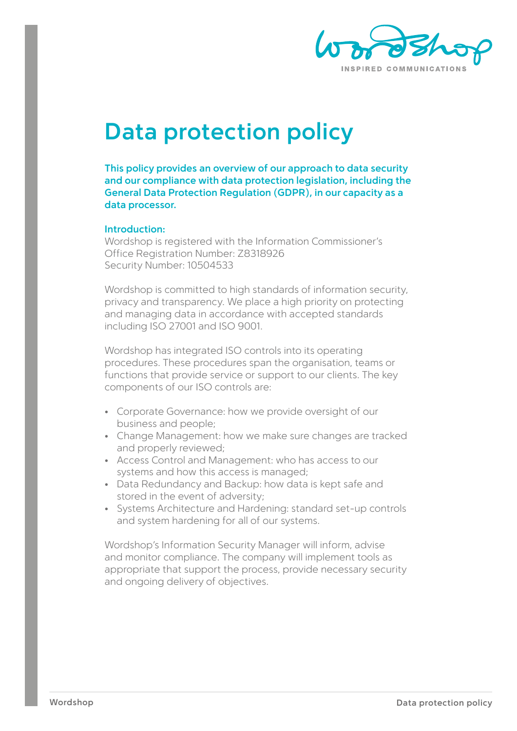# Data protection policy

**This policy provides an overview of our approach to data security and our compliance with data protection legislation, including the General Data Protection Regulation (GDPR), in our capacity as a data processor.**

**Introduction:**

Wordshop is registered with the Information Commissioner's Office Registration Number: Z8318926
Security Number: 10504533

Wordshop is committed to high standards of information security, privacy and transparency. We place a high priority on protecting and managing data in accordance with accepted standards including ISO 27001 and ISO 9001.

Wordshop has integrated ISO controls into its operating procedures. These procedures span the organisation, teams or functions that provide service or support to our clients. The key components of our ISO controls are:

- Corporate Governance: how we provide oversight of our business and people;
- Change Management: how we make sure changes are tracked and properly reviewed;
- Access Control and Management: who has access to our systems and how this access is managed;
- Data Redundancy and Backup: how data is kept safe and stored in the event of adversity;
- Systems Architecture and Hardening: standard set-up controls and system hardening for all of our systems.

Wordshop's Information Security Manager will inform, advise and monitor compliance. The company will implement tools as appropriate that support the process, provide necessary security and ongoing delivery of objectives.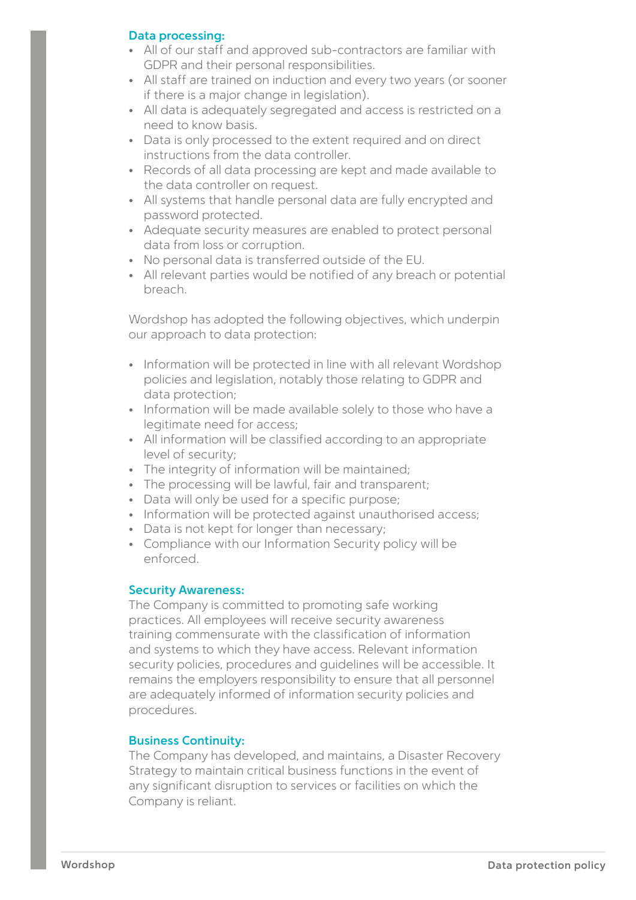## Data processing:

- All of our staff and approved sub-contractors are familiar with GDPR and their personal responsibilities.
- All staff are trained on induction and every two years (or sooner if there is a major change in legislation).
- All data is adequately segregated and access is restricted on a need to know basis.
- Data is only processed to the extent required and on direct instructions from the data controller.
- Records of all data processing are kept and made available to the data controller on request.
- All systems that handle personal data are fully encrypted and password protected.
- Adequate security measures are enabled to protect personal data from loss or corruption.
- No personal data is transferred outside of the EU.
- All relevant parties would be notified of any breach or potential breach.

Wordshop has adopted the following objectives, which underpin our approach to data protection:

- Information will be protected in line with all relevant Wordshop policies and legislation, notably those relating to GDPR and data protection;
- Information will be made available solely to those who have a legitimate need for access;
- All information will be classified according to an appropriate level of security;
- The integrity of information will be maintained;
- The processing will be lawful, fair and transparent;
- Data will only be used for a specific purpose;
- Information will be protected against unauthorised access;
- Data is not kept for longer than necessary;
- Compliance with our Information Security policy will be enforced.

## Security Awareness:

The Company is committed to promoting safe working practices. All employees will receive security awareness training commensurate with the classification of information and systems to which they have access. Relevant information security policies, procedures and guidelines will be accessible. It remains the employers responsibility to ensure that all personnel are adequately informed of information security policies and procedures.

## Business Continuity:

The Company has developed, and maintains, a Disaster Recovery Strategy to maintain critical business functions in the event of any significant disruption to services or facilities on which the Company is reliant.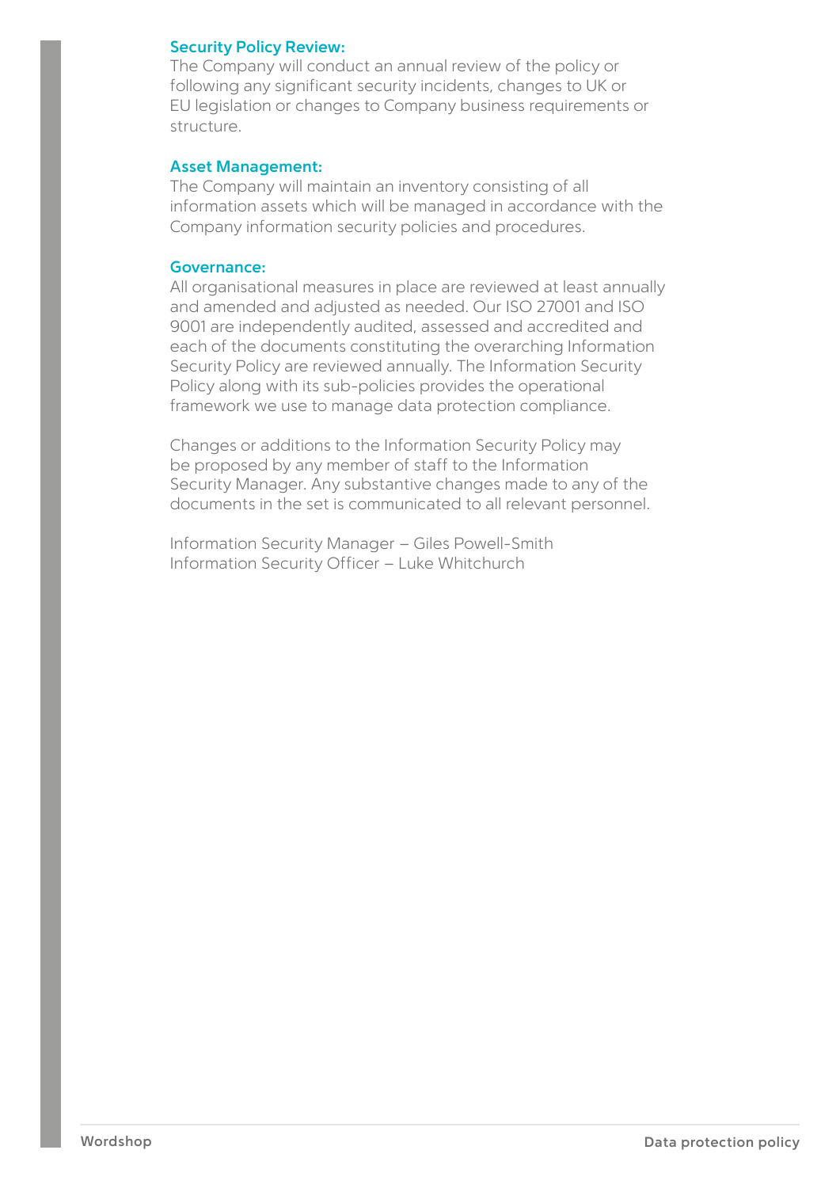### Security Policy Review:

The Company will conduct an annual review of the policy or following any significant security incidents, changes to UK or EU legislation or changes to Company business requirements or structure.

### Asset Management:

The Company will maintain an inventory consisting of all information assets which will be managed in accordance with the Company information security policies and procedures.

### Governance:

All organisational measures in place are reviewed at least annually and amended and adjusted as needed. Our ISO 27001 and ISO 9001 are independently audited, assessed and accredited and each of the documents constituting the overarching Information Security Policy are reviewed annually. The Information Security Policy along with its sub-policies provides the operational framework we use to manage data protection compliance.

Changes or additions to the Information Security Policy may be proposed by any member of staff to the Information Security Manager. Any substantive changes made to any of the documents in the set is communicated to all relevant personnel.

Information Security Manager – Giles Powell-Smith
Information Security Officer – Luke Whitchurch